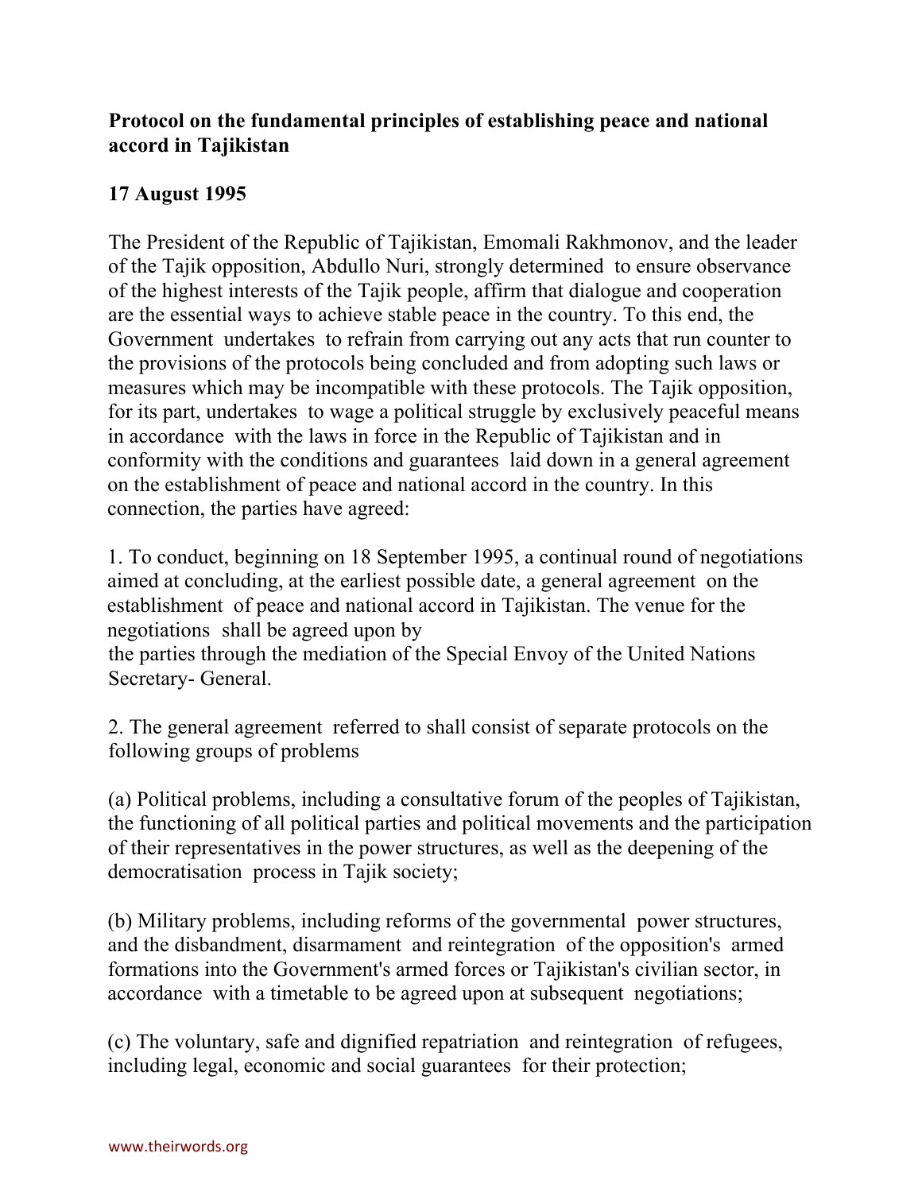**Protocol on the fundamental principles of establishing peace and national accord in Tajikistan**

**17 August 1995**

The President of the Republic of Tajikistan, Emomali Rakhmonov, and the leader of the Tajik opposition, Abdullo Nuri, strongly determined to ensure observance of the highest interests of the Tajik people, affirm that dialogue and cooperation are the essential ways to achieve stable peace in the country. To this end, the Government undertakes to refrain from carrying out any acts that run counter to the provisions of the protocols being concluded and from adopting such laws or measures which may be incompatible with these protocols. The Tajik opposition, for its part, undertakes to wage a political struggle by exclusively peaceful means in accordance with the laws in force in the Republic of Tajikistan and in conformity with the conditions and guarantees laid down in a general agreement on the establishment of peace and national accord in the country. In this connection, the parties have agreed:

1. To conduct, beginning on 18 September 1995, a continual round of negotiations aimed at concluding, at the earliest possible date, a general agreement on the establishment of peace and national accord in Tajikistan. The venue for the negotiations shall be agreed upon by the parties through the mediation of the Special Envoy of the United Nations Secretary- General.

2. The general agreement referred to shall consist of separate protocols on the following groups of problems

(a) Political problems, including a consultative forum of the peoples of Tajikistan, the functioning of all political parties and political movements and the participation of their representatives in the power structures, as well as the deepening of the democratisation process in Tajik society;

(b) Military problems, including reforms of the governmental power structures, and the disbandment, disarmament and reintegration of the opposition's armed formations into the Government's armed forces or Tajikistan's civilian sector, in accordance with a timetable to be agreed upon at subsequent negotiations;

(c) The voluntary, safe and dignified repatriation and reintegration of refugees, including legal, economic and social guarantees for their protection;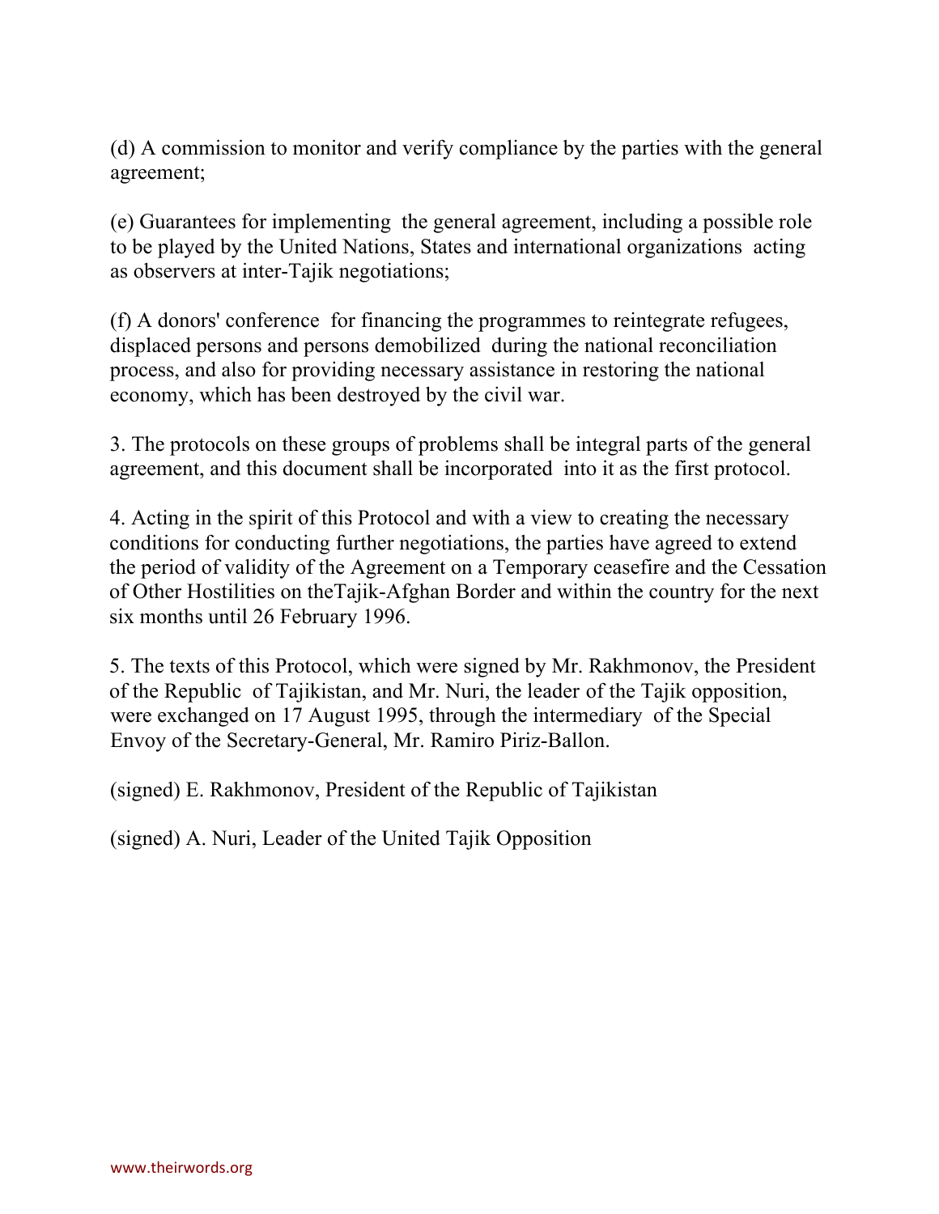(d) A commission to monitor and verify compliance by the parties with the general agreement;

(e) Guarantees for implementing the general agreement, including a possible role to be played by the United Nations, States and international organizations acting as observers at inter-Tajik negotiations;

(f) A donors' conference for financing the programmes to reintegrate refugees, displaced persons and persons demobilized during the national reconciliation process, and also for providing necessary assistance in restoring the national economy, which has been destroyed by the civil war.

3. The protocols on these groups of problems shall be integral parts of the general agreement, and this document shall be incorporated into it as the first protocol.

4. Acting in the spirit of this Protocol and with a view to creating the necessary conditions for conducting further negotiations, the parties have agreed to extend the period of validity of the Agreement on a Temporary ceasefire and the Cessation of Other Hostilities on theTajik-Afghan Border and within the country for the next six months until 26 February 1996.

5. The texts of this Protocol, which were signed by Mr. Rakhmonov, the President of the Republic of Tajikistan, and Mr. Nuri, the leader of the Tajik opposition, were exchanged on 17 August 1995, through the intermediary of the Special Envoy of the Secretary-General, Mr. Ramiro Piriz-Ballon.

(signed) E. Rakhmonov, President of the Republic of Tajikistan

(signed) A. Nuri, Leader of the United Tajik Opposition